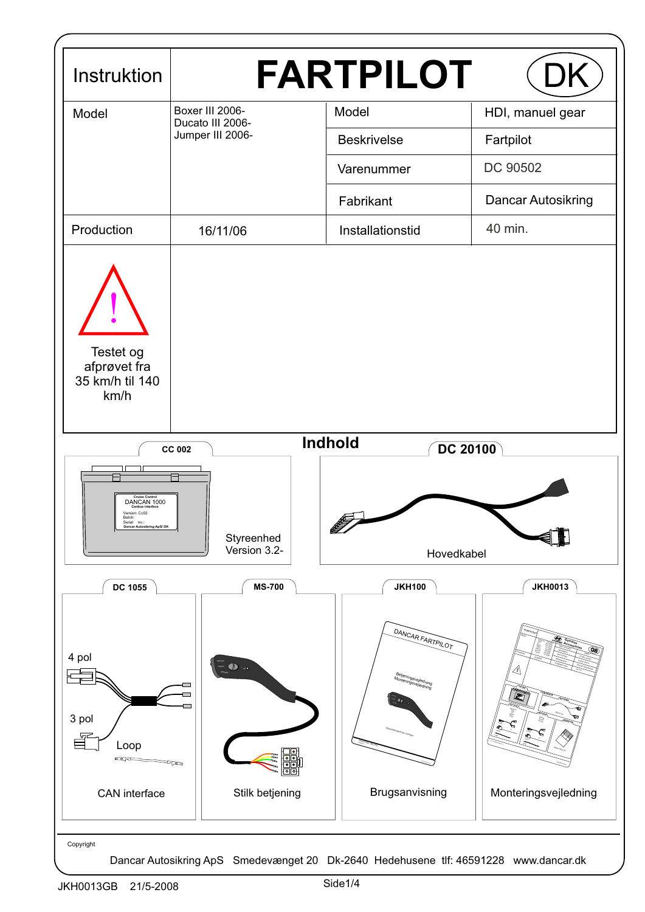# Instruktion — FARTPILOT (DK)

| Model | Boxer III 2006-<br>Ducato III 2006-<br>Jumper III 2006- | Model | HDI, manuel gear |
|---|---|---|---|
| | | Beskrivelse | Fartpilot |
| | | Varenummer | DC 90502 |
| | | Fabrikant | Dancar Autosikring |
| Production | 16/11/06 | Installationstid | 40 min. |

Testet og afprøvet fra 35 km/h til 140 km/h

## Indhold

**CC 002**

Styreenhed Version 3.2-

**DC 20100**

Hovedkabel

**DC 1055**

4 pol

3 pol

Loop

CAN interface

**MS-700**

Stilk betjening

**JKH100**

Brugsanvisning

**JKH0013**

Monteringsvejledning

Copyright

Dancar Autosikring ApS Smedevænget 20 Dk-2640 Hedehusene tlf: 46591228 www.dancar.dk

JKH0013GB 21/5-2008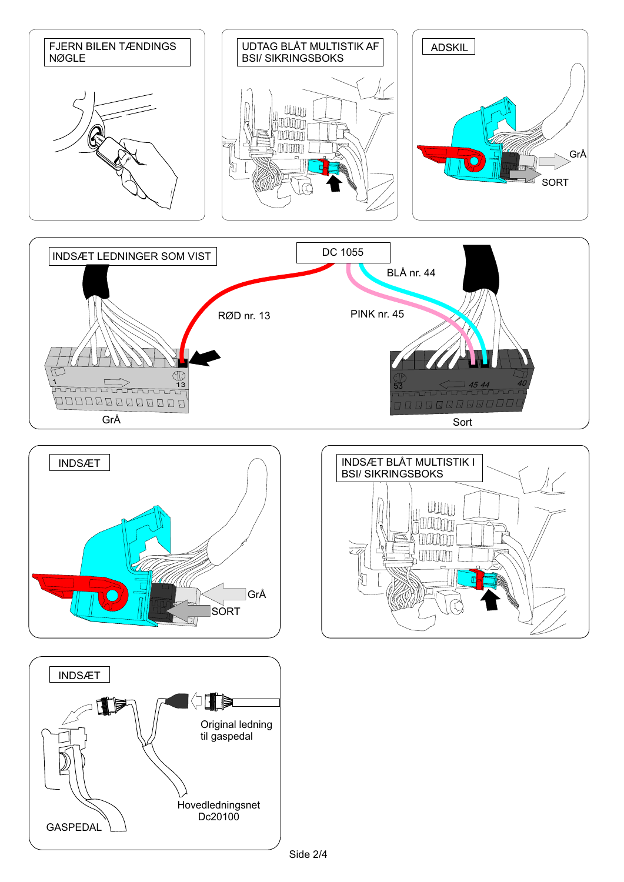FJERN BILEN TÆNDINGS NØGLE

UDTAG BLÅT MULTISTIK AF BSI/ SIKRINGSBOKS

ADSKIL

GrÅ

SORT

INDSÆT LEDNINGER SOM VIST

DC 1055

BLÅ nr. 44

RØD nr. 13

PINK nr. 45

1

13

53

45 44

40

GrÅ

Sort

INDSÆT

GrÅ

SORT

INDSÆT BLÅT MULTISTIK I BSI/ SIKRINGSBOKS

INDSÆT

Original ledning til gaspedal

Hovedledningsnet Dc20100

GASPEDAL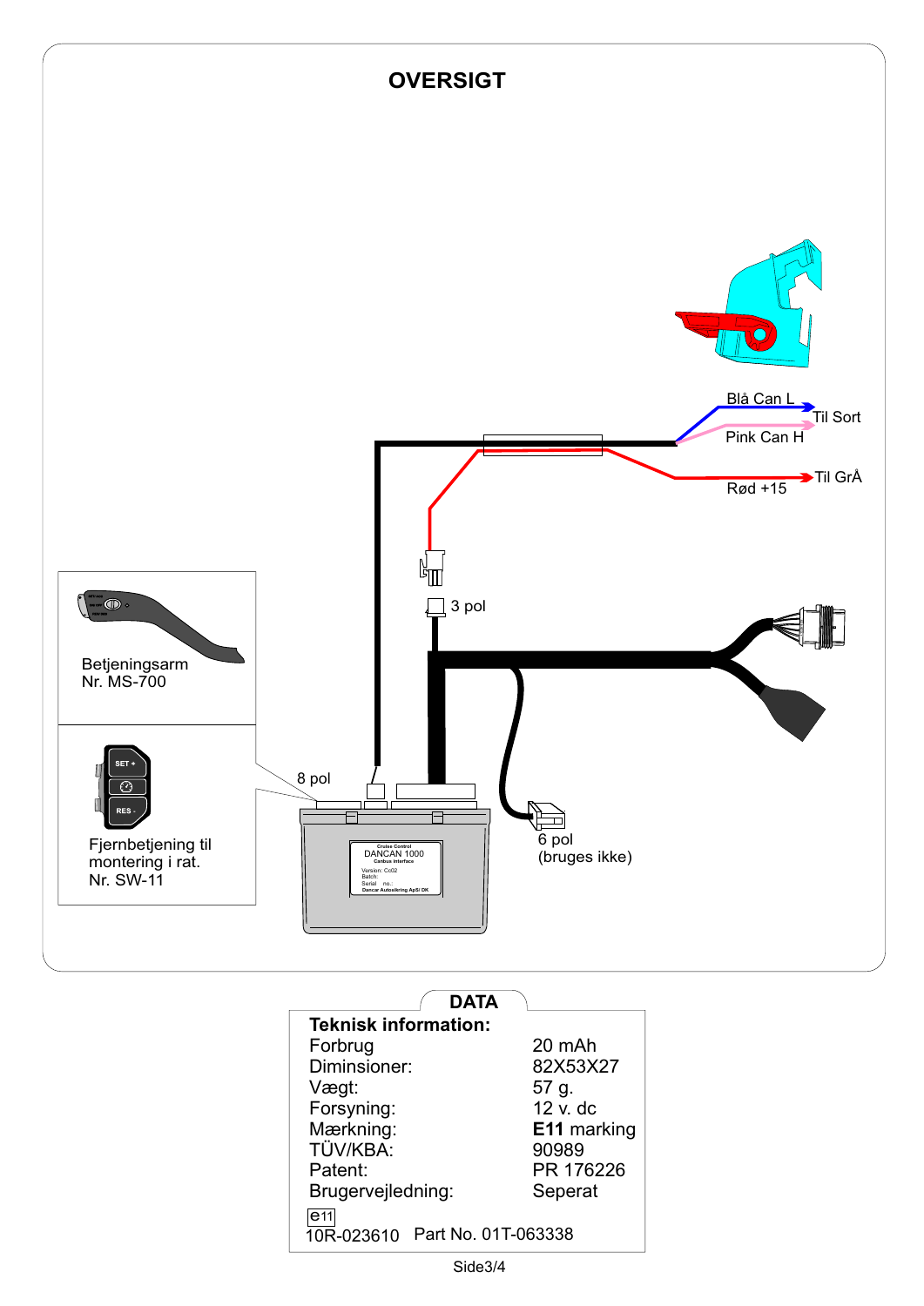# OVERSIGT

Blå Can L

Til Sort

Pink Can H

Til GrÅ

Rød +15

3 pol

Betjeningsarm
Nr. MS-700

8 pol

Fjernbetjening til
montering i rat.
Nr. SW-11

6 pol
(bruges ikke)

## DATA

**Teknisk information:**

| | |
|---|---|
| Forbrug | 20 mAh |
| Dimin­sioner: | 82X53X27 |
| Vægt: | 57 g. |
| Forsyning: | 12 v. dc |
| Mærkning: | **E11** marking |
| TÜV/KBA: | 90989 |
| Patent: | PR 176226 |
| Brugervejledning: | Seperat |

e11
10R-023610 Part No. 01T-063338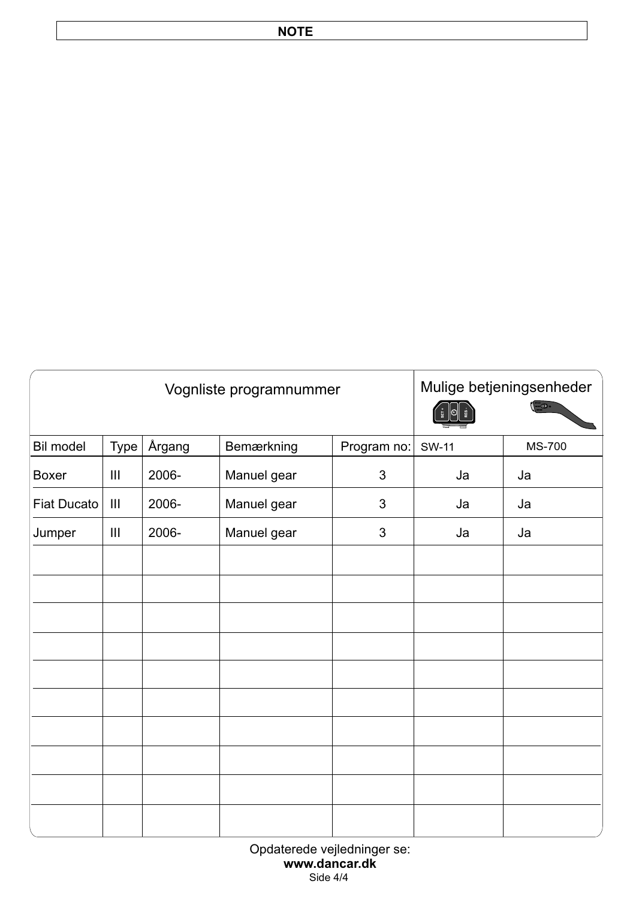**NOTE**

| Vognliste programnummer | | | | | Mulige betjeningsenheder | |
|---|---|---|---|---|---|---|
| Bil model | Type | Årgang | Bemærkning | Program no: | SW-11 | MS-700 |
| Boxer | III | 2006- | Manuel gear | 3 | Ja | Ja |
| Fiat Ducato | III | 2006- | Manuel gear | 3 | Ja | Ja |
| Jumper | III | 2006- | Manuel gear | 3 | Ja | Ja |
| | | | | | | |
| | | | | | | |
| | | | | | | |
| | | | | | | |
| | | | | | | |
| | | | | | | |
| | | | | | | |
| | | | | | | |
| | | | | | | |
| | | | | | | |

Opdaterede vejledninger se:
**www.dancar.dk**